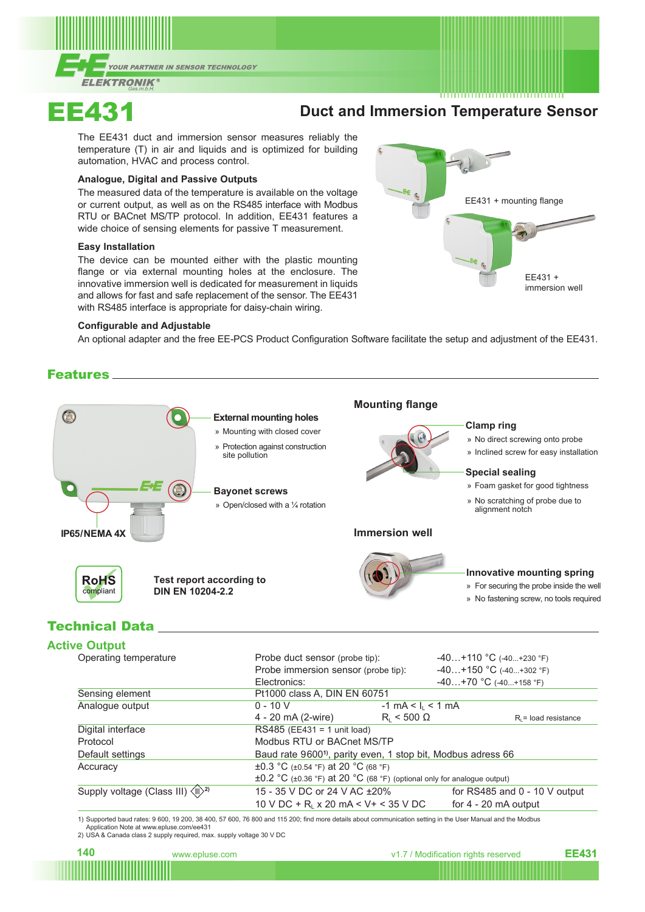# EE431

## Duct and Immersion Temperature Sensor

The EE431 duct and immersion sensor measures reliably the temperature (T) in air and liquids and is optimized for building automation, HVAC and process control.

### Analogue, Digital and Passive Outputs

The measured data of the temperature is available on the voltage or current output, as well as on the RS485 interface with Modbus RTU or BACnet MS/TP protocol. In addition, EE431 features a wide choice of sensing elements for passive T measurement.

### Easy Installation

The device can be mounted either with the plastic mounting flange or via external mounting holes at the enclosure. The innovative immersion well is dedicated for measurement in liquids and allows for fast and safe replacement of the sensor. The EE431 with RS485 interface is appropriate for daisy-chain wiring.

EE431 + mounting flange

EE431 + immersion well

### Configurable and Adjustable

An optional adapter and the free EE-PCS Product Configuration Software facilitate the setup and adjustment of the EE431.

## Features

**External mounting holes**
- Mounting with closed cover
- Protection against construction site pollution

**Bayonet screws**
- Open/closed with a ¼ rotation

IP65/NEMA 4X

RoHS compliant

**Test report according to DIN EN 10204-2.2**

### Mounting flange

**Clamp ring**
- No direct screwing onto probe
- Inclined screw for easy installation

**Special sealing**
- Foam gasket for good tightness
- No scratching of probe due to alignment notch

### Immersion well

**Innovative mounting spring**
- For securing the probe inside the well
- No fastening screw, no tools required

## Technical Data

### Active Output

| | | | |
|---|---|---|---|
| Operating temperature | Probe duct sensor (probe tip): | -40…+110 °C (-40...+230 °F) | |
| | Probe immersion sensor (probe tip): | -40…+150 °C (-40...+302 °F) | |
| | Electronics: | -40…+70 °C (-40...+158 °F) | |
| Sensing element | Pt1000 class A, DIN EN 60751 | | |
| Analogue output | 0 - 10 V | -1 mA < $I_L$ < 1 mA | |
| | 4 - 20 mA (2-wire) | $R_L$ < 500 Ω | $R_L$ = load resistance |
| Digital interface | RS485 (EE431 = 1 unit load) | | |
| Protocol | Modbus RTU or BACnet MS/TP | | |
| Default settings | Baud rate 9600[1], parity even, 1 stop bit, Modbus adress 66 | | |
| Accuracy | ±0.3 °C (±0.54 °F) at 20 °C (68 °F) | | |
| | ±0.2 °C (±0.36 °F) at 20 °C (68 °F) (optional only for analogue output) | | |
| Supply voltage (Class III) [2] | 15 - 35 V DC or 24 V AC ±20% | for RS485 and 0 - 10 V output | |
| | 10 V DC + $R_L$ x 20 mA < V+ < 35 V DC | for 4 - 20 mA output | |

1) Supported baud rates: 9 600, 19 200, 38 400, 57 600, 76 800 and 115 200; find more details about communication setting in the User Manual and the Modbus Application Note at www.epluse.com/ee431

2) USA & Canada class 2 supply required, max. supply voltage 30 V DC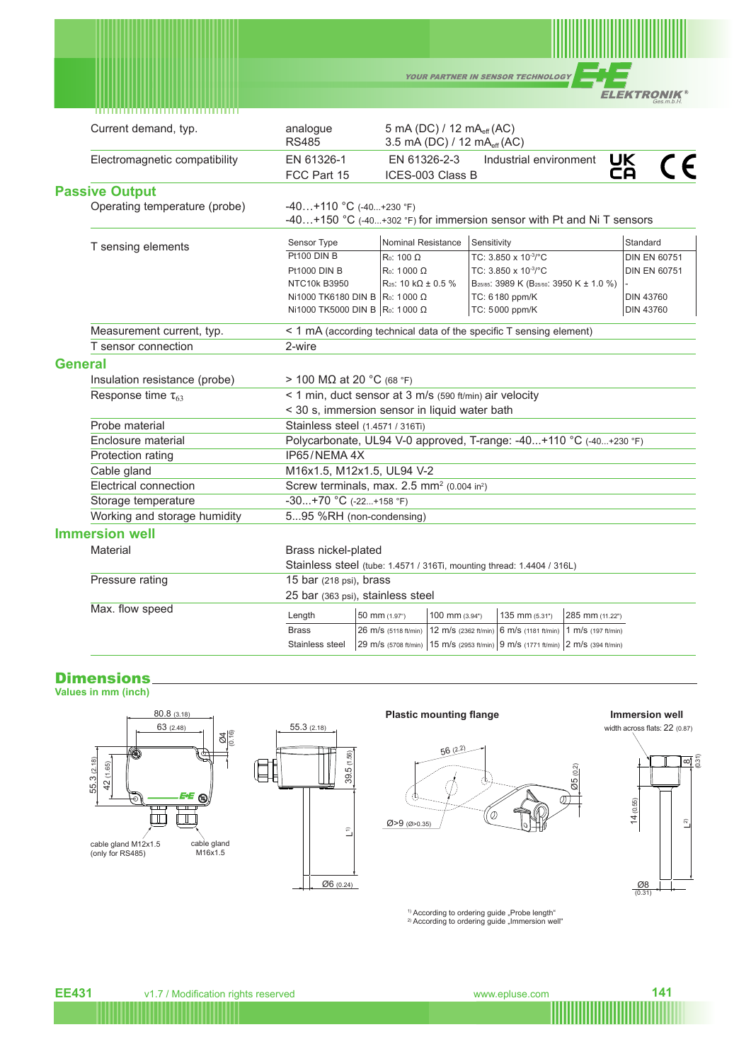| | | |
|---|---|---|
| Current demand, typ. | analogue<br>RS485 | 5 mA (DC) / 12 $mA_{eff}$ (AC)<br>3.5 mA (DC) / 12 $mA_{eff}$ (AC) |
| Electromagnetic compatibility | EN 61326-1<br>FCC Part 15 | EN 61326-2-3 Industrial environment<br>ICES-003 Class B |

## Passive Output

| | |
|---|---|
| Operating temperature (probe) | -40…+110 °C (-40...+230 °F)<br>-40…+150 °C (-40...+302 °F) for immersion sensor with Pt and Ni T sensors |

T sensing elements

| Sensor Type | Nominal Resistance | Sensitivity | Standard |
|---|---|---|---|
| Pt100 DIN B | $R_0$: 100 Ω | TC: 3.850 x $10^{-3}$/°C | DIN EN 60751 |
| Pt1000 DIN B | $R_0$: 1 000 Ω | TC: 3.850 x $10^{-3}$/°C | DIN EN 60751 |
| NTC10k B3950 | $R_{25}$: 10 kΩ ± 0.5 % | $B_{25/85}$: 3989 K ($B_{25/50}$: 3950 K ± 1.0 %) | - |
| Ni1000 TK6180 DIN B | $R_0$: 1 000 Ω | TC: 6 180 ppm/K | DIN 43760 |
| Ni1000 TK5000 DIN B | $R_0$: 1 000 Ω | TC: 5 000 ppm/K | DIN 43760 |

| | |
|---|---|
| Measurement current, typ. | < 1 mA (according technical data of the specific T sensing element) |
| T sensor connection | 2-wire |

## General

| | |
|---|---|
| Insulation resistance (probe) | > 100 MΩ at 20 °C (68 °F) |
| Response time $\tau_{63}$ | < 1 min, duct sensor at 3 m/s (590 ft/min) air velocity<br>< 30 s, immersion sensor in liquid water bath |
| Probe material | Stainless steel (1.4571 / 316Ti) |
| Enclosure material | Polycarbonate, UL94 V-0 approved, T-range: -40...+110 °C (-40...+230 °F) |
| Protection rating | IP65 / NEMA 4X |
| Cable gland | M16x1.5, M12x1.5, UL94 V-2 |
| Electrical connection | Screw terminals, max. 2.5 mm² (0.004 in²) |
| Storage temperature | -30...+70 °C (-22...+158 °F) |
| Working and storage humidity | 5...95 %RH (non-condensing) |

## Immersion well

| | |
|---|---|
| Material | Brass nickel-plated<br>Stainless steel (tube: 1.4571 / 316Ti, mounting thread: 1.4404 / 316L) |
| Pressure rating | 15 bar (218 psi), brass<br>25 bar (363 psi), stainless steel |

Max. flow speed

| Length | 50 mm (1.97") | 100 mm (3.94") | 135 mm (5.31") | 285 mm (11.22") |
|---|---|---|---|---|
| Brass | 26 m/s (5118 ft/min) | 12 m/s (2362 ft/min) | 6 m/s (1181 ft/min) | 1 m/s (197 ft/min) |
| Stainless steel | 29 m/s (5708 ft/min) | 15 m/s (2953 ft/min) | 9 m/s (1771 ft/min) | 2 m/s (394 ft/min) |

## Dimensions

**Values in mm (inch)**

80.8 (3.18); 63 (2.48); Ø4 (0.16); 55.3 (2.18); 42 (1.65); cable gland M12x1.5 (only for RS485); cable gland M16x1.5

55.3 (2.18); 39.5 (1.56); L[1]; Ø6 (0.24)

**Plastic mounting flange**

56 (2.2); Ø5 (0.2); Ø>9 (Ø>0.35)

**Immersion well**

width across flats: 22 (0.87); 8 (0.31); 14 (0.55); L[2]; Ø8 (0.31)

[1] According to ordering guide „Probe length"
[2] According to ordering guide „Immersion well"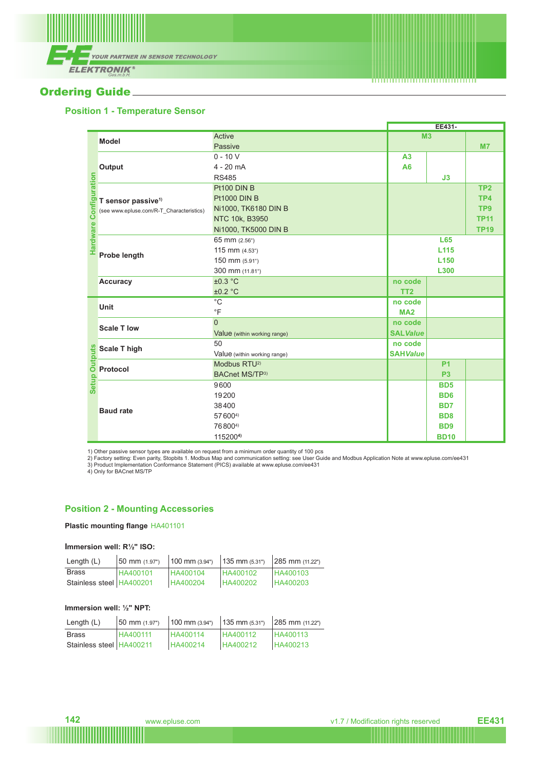## Ordering Guide

### Position 1 - Temperature Sensor

| | | | EE431- | | |
|---|---|---|---|---|---|
| Hardware Configuration | Model | Active | M3 | | |
| | | Passive | | | M7 |
| | Output | 0 - 10 V | A3 | | |
| | | 4 - 20 mA | A6 | | |
| | | RS485 | | J3 | |
| | T sensor passive[1] (see www.epluse.com/R-T_Characteristics) | Pt100 DIN B | | | TP2 |
| | | Pt1000 DIN B | | | TP4 |
| | | Ni1000, TK6180 DIN B | | | TP9 |
| | | NTC 10k, B3950 | | | TP11 |
| | | Ni1000, TK5000 DIN B | | | TP19 |
| | Probe length | 65 mm (2.56") | | L65 | |
| | | 115 mm (4.53") | | L115 | |
| | | 150 mm (5.91") | | L150 | |
| | | 300 mm (11.81") | | L300 | |
| | Accuracy | ±0.3 °C | no code | | |
| | | ±0.2 °C | TT2 | | |
| Setup Outputs | Unit | °C | no code | | |
| | | °F | MA2 | | |
| | Scale T low | 0 | no code | | |
| | | Value (within working range) | SAL*Value* | | |
| | Scale T high | 50 | no code | | |
| | | Value (within working range) | SAH*Value* | | |
| | Protocol | Modbus RTU[2] | | P1 | |
| | | BACnet MS/TP[3] | | P3 | |
| | Baud rate | 9600 | | BD5 | |
| | | 19200 | | BD6 | |
| | | 38400 | | BD7 | |
| | | 57600[4] | | BD8 | |
| | | 76800[4] | | BD9 | |
| | | 115200[4] | | BD10 | |

1) Other passive sensor types are available on request from a minimum order quantity of 100 pcs
2) Factory setting: Even parity, Stopbits 1. Modbus Map and communication setting: see User Guide and Modbus Application Note at www.epluse.com/ee431
3) Product Implementation Conformance Statement (PICS) available at www.epluse.com/ee431
4) Only for BACnet MS/TP

### Position 2 - Mounting Accessories

**Plastic mounting flange** HA401101

**Immersion well: R½" ISO:**

| Length (L) | 50 mm (1.97") | 100 mm (3.94") | 135 mm (5.31") | 285 mm (11.22") |
|---|---|---|---|---|
| Brass | HA400101 | HA400104 | HA400102 | HA400103 |
| Stainless steel | HA400201 | HA400204 | HA400202 | HA400203 |

**Immersion well: ½" NPT:**

| Length (L) | 50 mm (1.97") | 100 mm (3.94") | 135 mm (5.31") | 285 mm (11.22") |
|---|---|---|---|---|
| Brass | HA400111 | HA400114 | HA400112 | HA400113 |
| Stainless steel | HA400211 | HA400214 | HA400212 | HA400213 |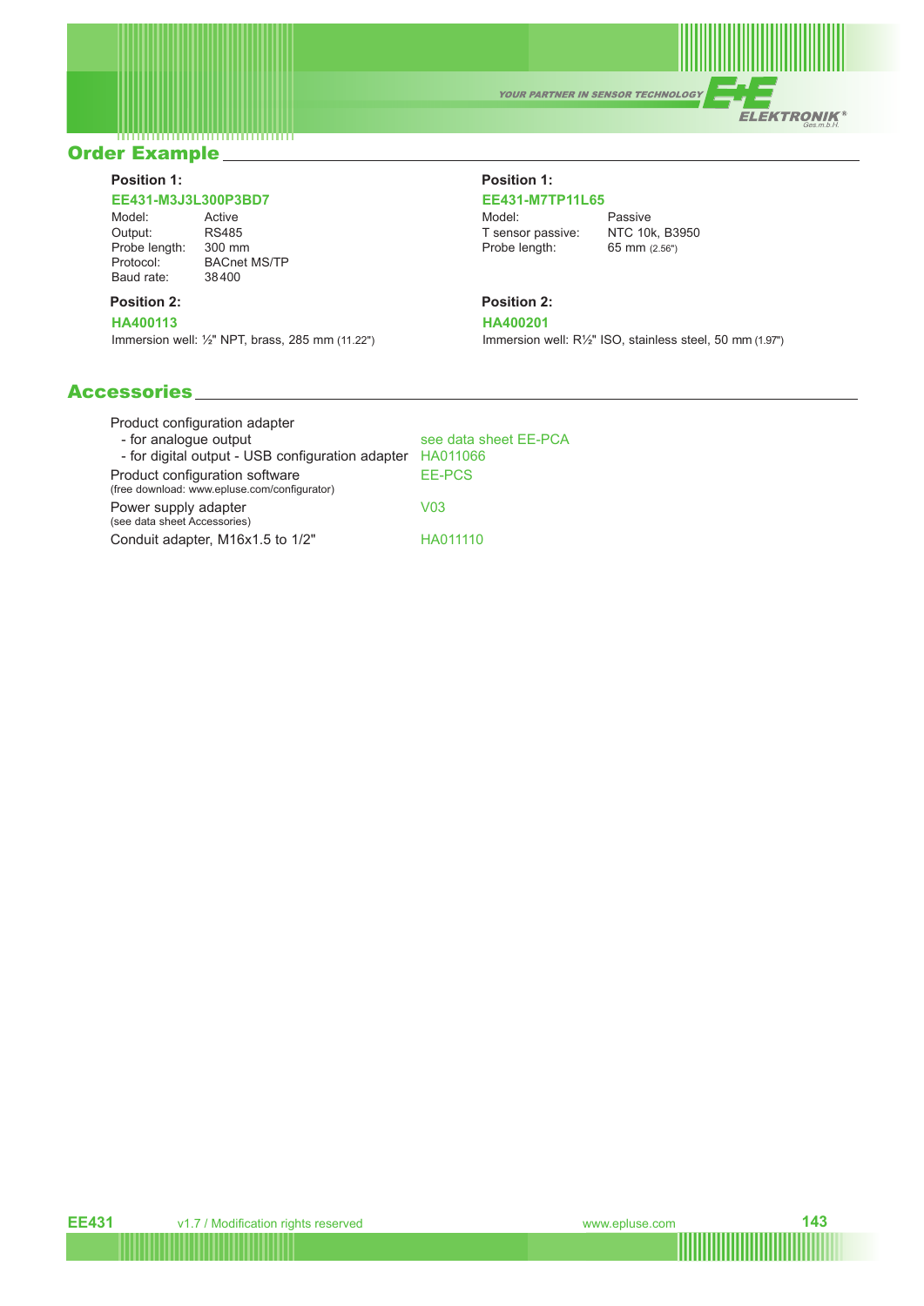## Order Example

**Position 1:**

**EE431-M3J3L300P3BD7**

| | |
|---|---|
| Model: | Active |
| Output: | RS485 |
| Probe length: | 300 mm |
| Protocol: | BACnet MS/TP |
| Baud rate: | 38400 |

**Position 2:**

**HA400113**

Immersion well: ½" NPT, brass, 285 mm (11.22")

**Position 1:**

**EE431-M7TP11L65**

| | |
|---|---|
| Model: | Passive |
| T sensor passive: | NTC 10k, B3950 |
| Probe length: | 65 mm (2.56") |

**Position 2:**

**HA400201**

Immersion well: R½" ISO, stainless steel, 50 mm (1.97")

## Accessories

| | |
|---|---|
| Product configuration adapter | |
| - for analogue output | see data sheet EE-PCA |
| - for digital output - USB configuration adapter | HA011066 |
| Product configuration software (free download: www.epluse.com/configurator) | EE-PCS |
| Power supply adapter (see data sheet Accessories) | V03 |
| Conduit adapter, M16x1.5 to 1/2" | HA011110 |